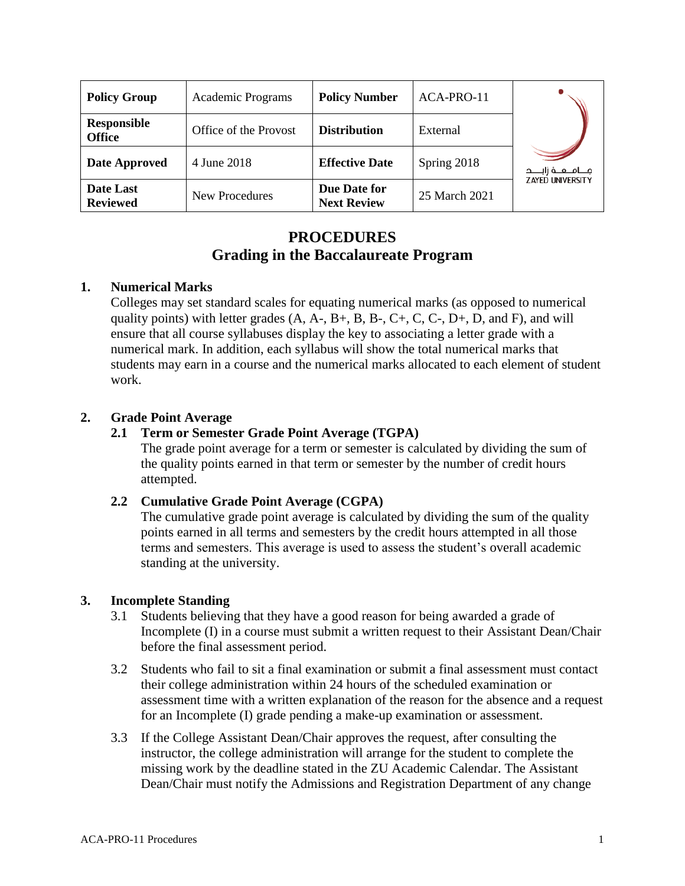| Policy Group | Academic Programs | Policy Number | ACA-PRO-11 |
|---|---|---|---|
| Responsible Office | Office of the Provost | Distribution | External |
| Date Approved | 4 June 2018 | Effective Date | Spring 2018 |
| Date Last Reviewed | New Procedures | Due Date for Next Review | 25 March 2021 |

# PROCEDURES
# Grading in the Baccalaureate Program

## 1. Numerical Marks

Colleges may set standard scales for equating numerical marks (as opposed to numerical quality points) with letter grades (A, A-, B+, B, B-, C+, C, C-, D+, D, and F), and will ensure that all course syllabuses display the key to associating a letter grade with a numerical mark. In addition, each syllabus will show the total numerical marks that students may earn in a course and the numerical marks allocated to each element of student work.

## 2. Grade Point Average

### 2.1 Term or Semester Grade Point Average (TGPA)

The grade point average for a term or semester is calculated by dividing the sum of the quality points earned in that term or semester by the number of credit hours attempted.

### 2.2 Cumulative Grade Point Average (CGPA)

The cumulative grade point average is calculated by dividing the sum of the quality points earned in all terms and semesters by the credit hours attempted in all those terms and semesters. This average is used to assess the student's overall academic standing at the university.

## 3. Incomplete Standing

3.1 Students believing that they have a good reason for being awarded a grade of Incomplete (I) in a course must submit a written request to their Assistant Dean/Chair before the final assessment period.

3.2 Students who fail to sit a final examination or submit a final assessment must contact their college administration within 24 hours of the scheduled examination or assessment time with a written explanation of the reason for the absence and a request for an Incomplete (I) grade pending a make-up examination or assessment.

3.3 If the College Assistant Dean/Chair approves the request, after consulting the instructor, the college administration will arrange for the student to complete the missing work by the deadline stated in the ZU Academic Calendar. The Assistant Dean/Chair must notify the Admissions and Registration Department of any change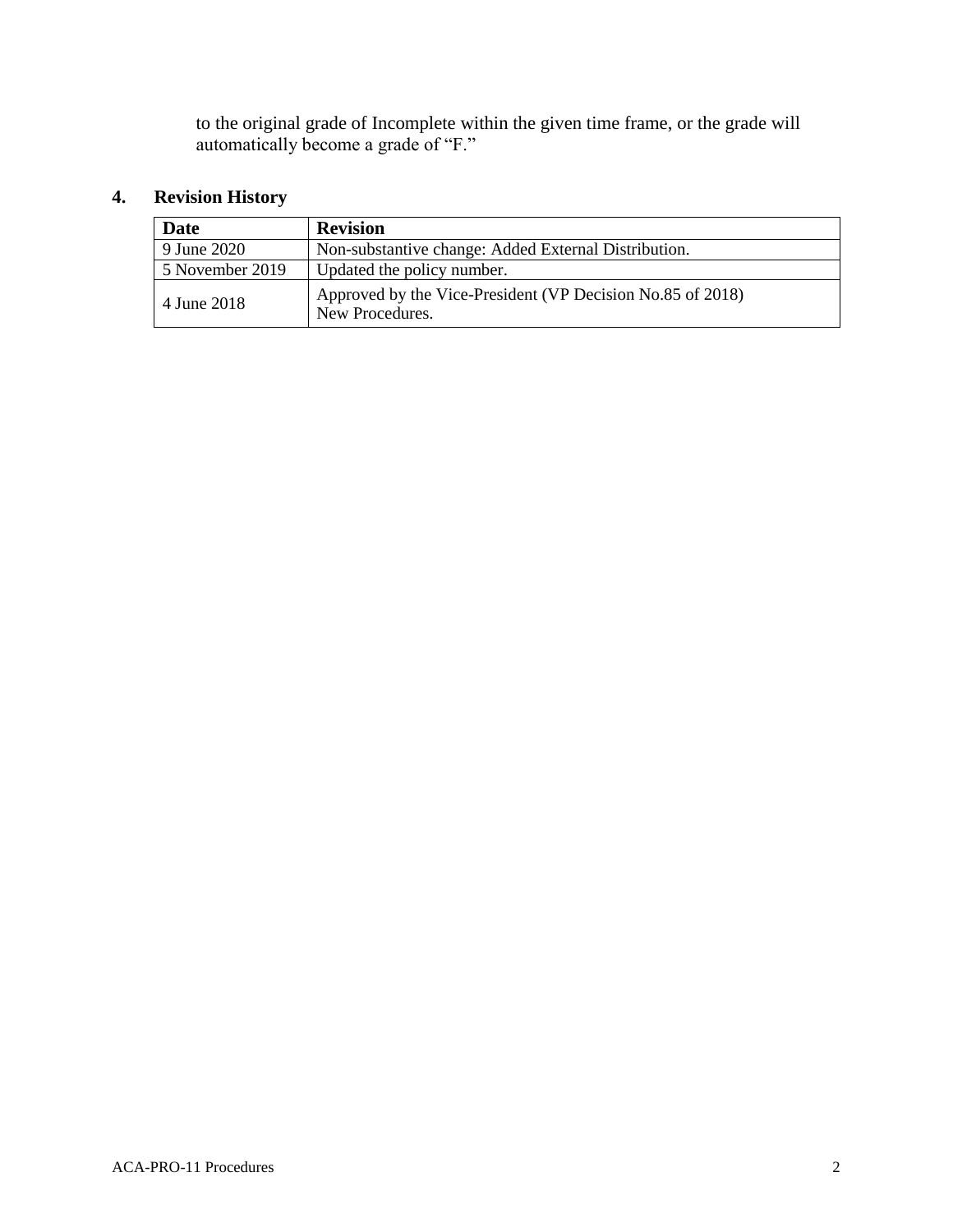to the original grade of Incomplete within the given time frame, or the grade will automatically become a grade of "F."

## 4. Revision History

| Date | Revision |
|---|---|
| 9 June 2020 | Non-substantive change: Added External Distribution. |
| 5 November 2019 | Updated the policy number. |
| 4 June 2018 | Approved by the Vice-President (VP Decision No.85 of 2018) New Procedures. |